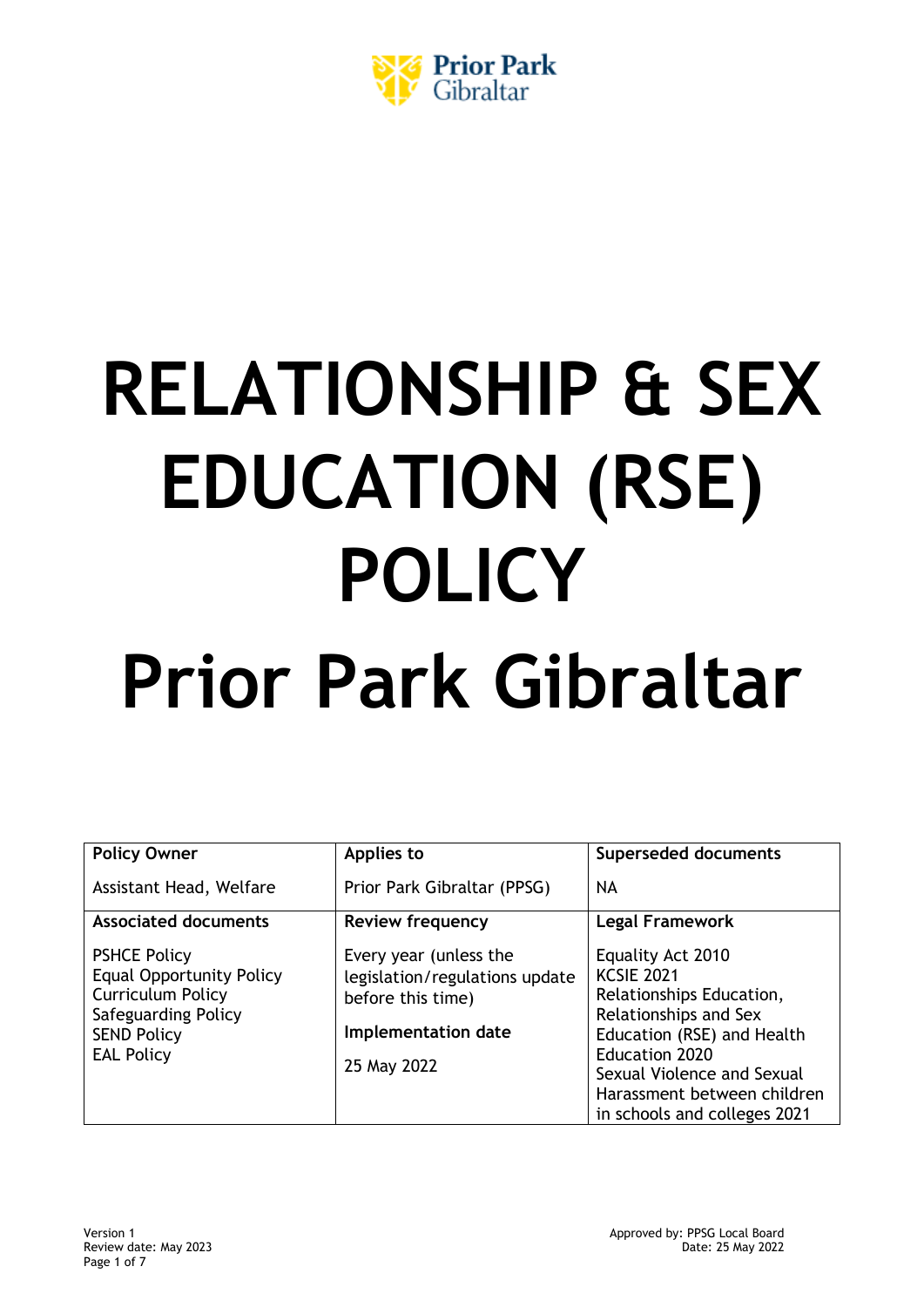Prior Park Gibraltar

# RELATIONSHIP & SEX EDUCATION (RSE) POLICY

# Prior Park Gibraltar

| Policy Owner | Applies to | Superseded documents |
|---|---|---|
| Assistant Head, Welfare | Prior Park Gibraltar (PPSG) | NA |
| **Associated documents** | **Review frequency** | **Legal Framework** |
| PSHCE Policy<br>Equal Opportunity Policy<br>Curriculum Policy<br>Safeguarding Policy<br>SEND Policy<br>EAL Policy | Every year (unless the legislation/regulations update before this time)<br>**Implementation date**<br>25 May 2022 | Equality Act 2010<br>KCSIE 2021<br>Relationships Education, Relationships and Sex Education (RSE) and Health Education 2020<br>Sexual Violence and Sexual Harassment between children in schools and colleges 2021 |

Version 1
Review date: May 2023

Approved by: PPSG Local Board
Date: 25 May 2022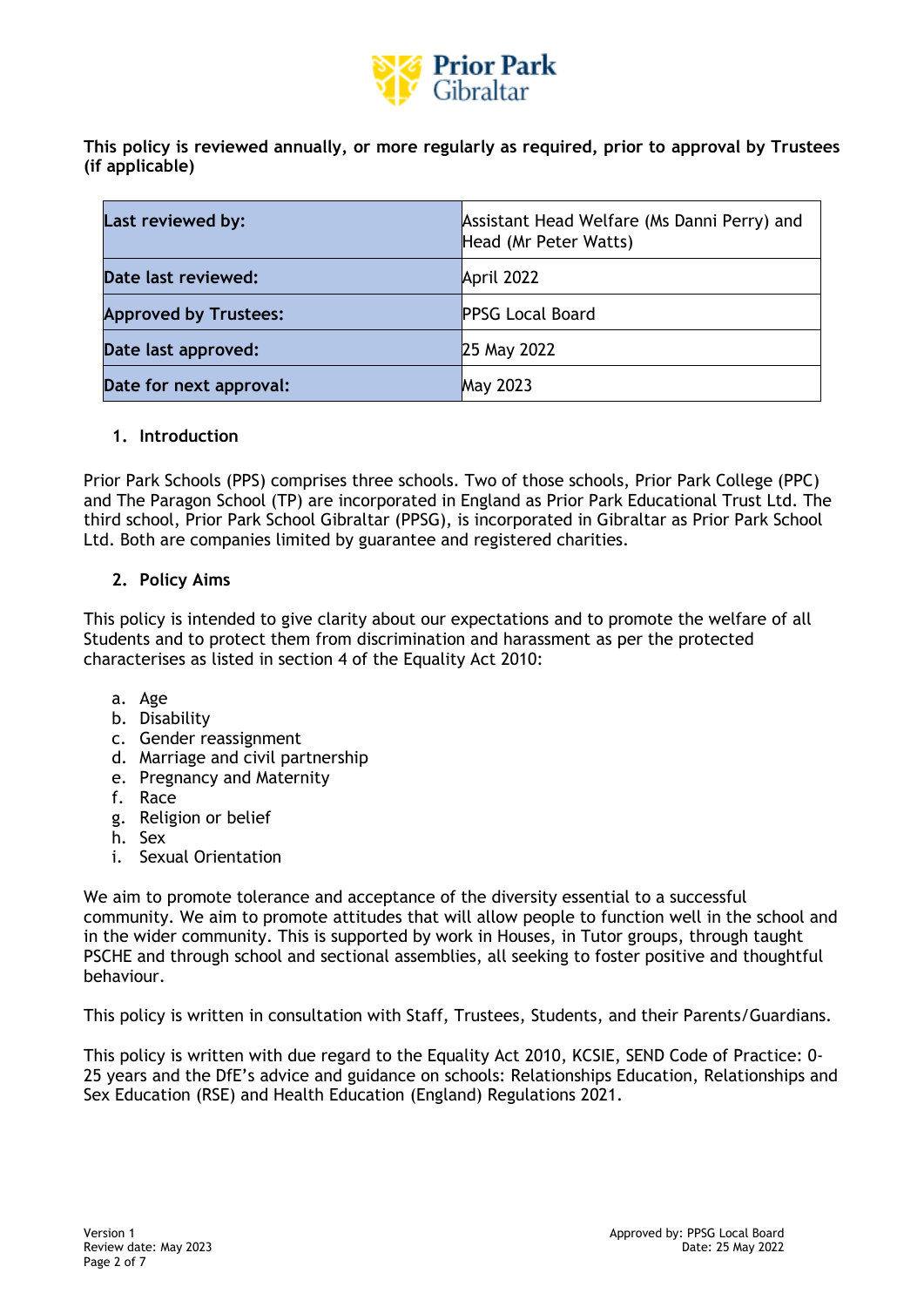**This policy is reviewed annually, or more regularly as required, prior to approval by Trustees (if applicable)**

| **Last reviewed by:** | Assistant Head Welfare (Ms Danni Perry) and Head (Mr Peter Watts) |
|---|---|
| **Date last reviewed:** | April 2022 |
| **Approved by Trustees:** | PPSG Local Board |
| **Date last approved:** | 25 May 2022 |
| **Date for next approval:** | May 2023 |

## 1. Introduction

Prior Park Schools (PPS) comprises three schools. Two of those schools, Prior Park College (PPC) and The Paragon School (TP) are incorporated in England as Prior Park Educational Trust Ltd. The third school, Prior Park School Gibraltar (PPSG), is incorporated in Gibraltar as Prior Park School Ltd. Both are companies limited by guarantee and registered charities.

## 2. Policy Aims

This policy is intended to give clarity about our expectations and to promote the welfare of all Students and to protect them from discrimination and harassment as per the protected characterises as listed in section 4 of the Equality Act 2010:

a. Age
b. Disability
c. Gender reassignment
d. Marriage and civil partnership
e. Pregnancy and Maternity
f. Race
g. Religion or belief
h. Sex
i. Sexual Orientation

We aim to promote tolerance and acceptance of the diversity essential to a successful community. We aim to promote attitudes that will allow people to function well in the school and in the wider community. This is supported by work in Houses, in Tutor groups, through taught PSCHE and through school and sectional assemblies, all seeking to foster positive and thoughtful behaviour.

This policy is written in consultation with Staff, Trustees, Students, and their Parents/Guardians.

This policy is written with due regard to the Equality Act 2010, KCSIE, SEND Code of Practice: 0-25 years and the DfE's advice and guidance on schools: Relationships Education, Relationships and Sex Education (RSE) and Health Education (England) Regulations 2021.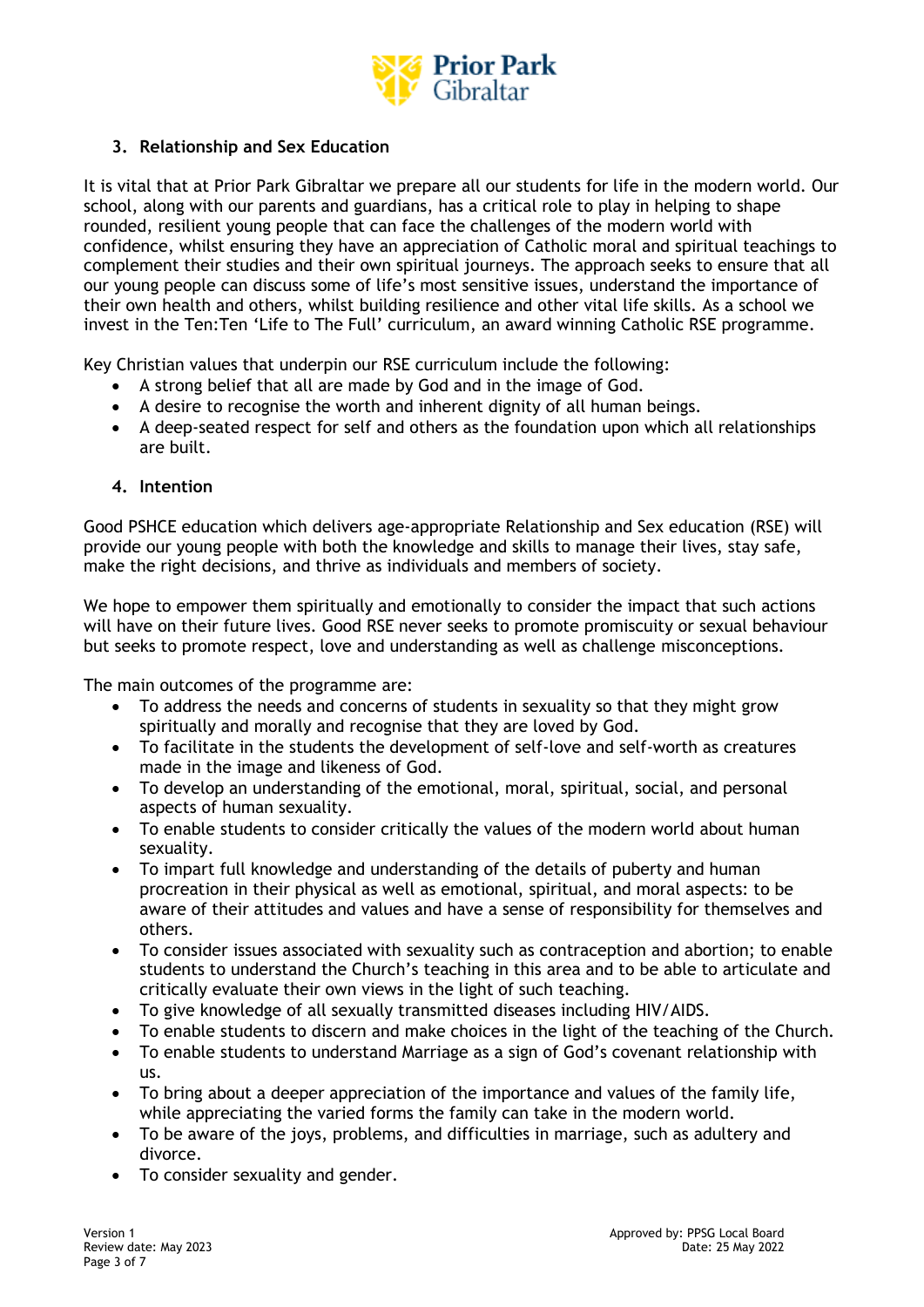## 3. Relationship and Sex Education

It is vital that at Prior Park Gibraltar we prepare all our students for life in the modern world. Our school, along with our parents and guardians, has a critical role to play in helping to shape rounded, resilient young people that can face the challenges of the modern world with confidence, whilst ensuring they have an appreciation of Catholic moral and spiritual teachings to complement their studies and their own spiritual journeys. The approach seeks to ensure that all our young people can discuss some of life's most sensitive issues, understand the importance of their own health and others, whilst building resilience and other vital life skills. As a school we invest in the Ten:Ten 'Life to The Full' curriculum, an award winning Catholic RSE programme.

Key Christian values that underpin our RSE curriculum include the following:

- A strong belief that all are made by God and in the image of God.
- A desire to recognise the worth and inherent dignity of all human beings.
- A deep-seated respect for self and others as the foundation upon which all relationships are built.

## 4. Intention

Good PSHCE education which delivers age-appropriate Relationship and Sex education (RSE) will provide our young people with both the knowledge and skills to manage their lives, stay safe, make the right decisions, and thrive as individuals and members of society.

We hope to empower them spiritually and emotionally to consider the impact that such actions will have on their future lives. Good RSE never seeks to promote promiscuity or sexual behaviour but seeks to promote respect, love and understanding as well as challenge misconceptions.

The main outcomes of the programme are:

- To address the needs and concerns of students in sexuality so that they might grow spiritually and morally and recognise that they are loved by God.
- To facilitate in the students the development of self-love and self-worth as creatures made in the image and likeness of God.
- To develop an understanding of the emotional, moral, spiritual, social, and personal aspects of human sexuality.
- To enable students to consider critically the values of the modern world about human sexuality.
- To impart full knowledge and understanding of the details of puberty and human procreation in their physical as well as emotional, spiritual, and moral aspects: to be aware of their attitudes and values and have a sense of responsibility for themselves and others.
- To consider issues associated with sexuality such as contraception and abortion; to enable students to understand the Church's teaching in this area and to be able to articulate and critically evaluate their own views in the light of such teaching.
- To give knowledge of all sexually transmitted diseases including HIV/AIDS.
- To enable students to discern and make choices in the light of the teaching of the Church.
- To enable students to understand Marriage as a sign of God's covenant relationship with us.
- To bring about a deeper appreciation of the importance and values of the family life, while appreciating the varied forms the family can take in the modern world.
- To be aware of the joys, problems, and difficulties in marriage, such as adultery and divorce.
- To consider sexuality and gender.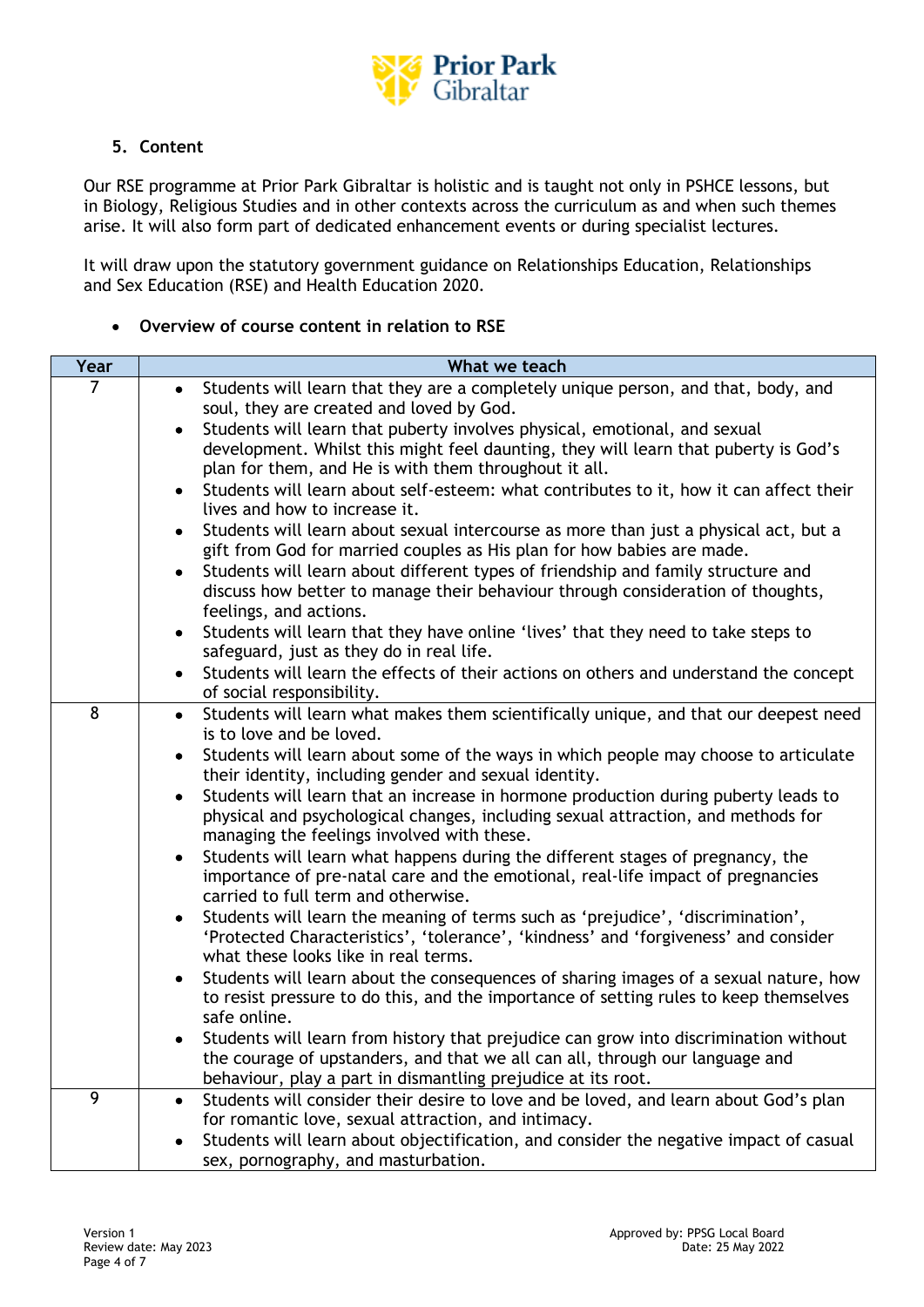## 5. Content

Our RSE programme at Prior Park Gibraltar is holistic and is taught not only in PSHCE lessons, but in Biology, Religious Studies and in other contexts across the curriculum as and when such themes arise. It will also form part of dedicated enhancement events or during specialist lectures.

It will draw upon the statutory government guidance on Relationships Education, Relationships and Sex Education (RSE) and Health Education 2020.

- **Overview of course content in relation to RSE**

| Year | What we teach |
|---|---|
| 7 | • Students will learn that they are a completely unique person, and that, body, and soul, they are created and loved by God.<br>• Students will learn that puberty involves physical, emotional, and sexual development. Whilst this might feel daunting, they will learn that puberty is God's plan for them, and He is with them throughout it all.<br>• Students will learn about self-esteem: what contributes to it, how it can affect their lives and how to increase it.<br>• Students will learn about sexual intercourse as more than just a physical act, but a gift from God for married couples as His plan for how babies are made.<br>• Students will learn about different types of friendship and family structure and discuss how better to manage their behaviour through consideration of thoughts, feelings, and actions.<br>• Students will learn that they have online 'lives' that they need to take steps to safeguard, just as they do in real life.<br>• Students will learn the effects of their actions on others and understand the concept of social responsibility. |
| 8 | • Students will learn what makes them scientifically unique, and that our deepest need is to love and be loved.<br>• Students will learn about some of the ways in which people may choose to articulate their identity, including gender and sexual identity.<br>• Students will learn that an increase in hormone production during puberty leads to physical and psychological changes, including sexual attraction, and methods for managing the feelings involved with these.<br>• Students will learn what happens during the different stages of pregnancy, the importance of pre-natal care and the emotional, real-life impact of pregnancies carried to full term and otherwise.<br>• Students will learn the meaning of terms such as 'prejudice', 'discrimination', 'Protected Characteristics', 'tolerance', 'kindness' and 'forgiveness' and consider what these looks like in real terms.<br>• Students will learn about the consequences of sharing images of a sexual nature, how to resist pressure to do this, and the importance of setting rules to keep themselves safe online.<br>• Students will learn from history that prejudice can grow into discrimination without the courage of upstanders, and that we all can all, through our language and behaviour, play a part in dismantling prejudice at its root. |
| 9 | • Students will consider their desire to love and be loved, and learn about God's plan for romantic love, sexual attraction, and intimacy.<br>• Students will learn about objectification, and consider the negative impact of casual sex, pornography, and masturbation. |

Version 1
Review date: May 2023

Approved by: PPSG Local Board
Date: 25 May 2022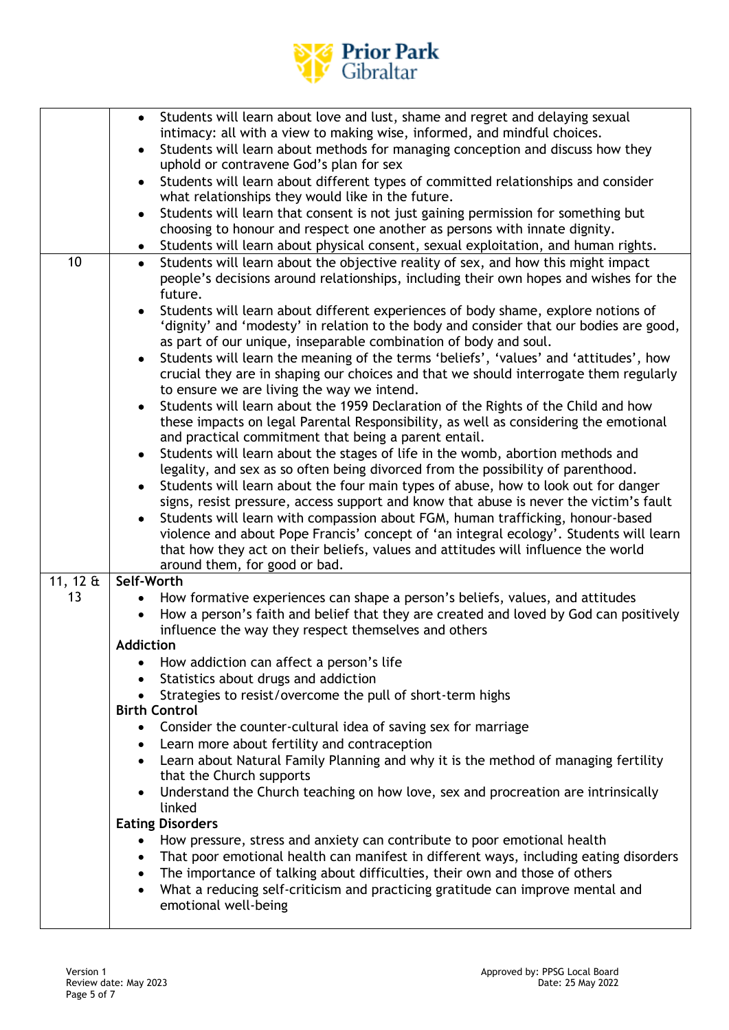| | |
|---|---|
| | • Students will learn about love and lust, shame and regret and delaying sexual intimacy: all with a view to making wise, informed, and mindful choices.<br>• Students will learn about methods for managing conception and discuss how they uphold or contravene God's plan for sex<br>• Students will learn about different types of committed relationships and consider what relationships they would like in the future.<br>• Students will learn that consent is not just gaining permission for something but choosing to honour and respect one another as persons with innate dignity.<br>• Students will learn about physical consent, sexual exploitation, and human rights. |
| 10 | • Students will learn about the objective reality of sex, and how this might impact people's decisions around relationships, including their own hopes and wishes for the future.<br>• Students will learn about different experiences of body shame, explore notions of 'dignity' and 'modesty' in relation to the body and consider that our bodies are good, as part of our unique, inseparable combination of body and soul.<br>• Students will learn the meaning of the terms 'beliefs', 'values' and 'attitudes', how crucial they are in shaping our choices and that we should interrogate them regularly to ensure we are living the way we intend.<br>• Students will learn about the 1959 Declaration of the Rights of the Child and how these impacts on legal Parental Responsibility, as well as considering the emotional and practical commitment that being a parent entail.<br>• Students will learn about the stages of life in the womb, abortion methods and legality, and sex as so often being divorced from the possibility of parenthood.<br>• Students will learn about the four main types of abuse, how to look out for danger signs, resist pressure, access support and know that abuse is never the victim's fault<br>• Students will learn with compassion about FGM, human trafficking, honour-based violence and about Pope Francis' concept of 'an integral ecology'. Students will learn that how they act on their beliefs, values and attitudes will influence the world around them, for good or bad. |
| 11, 12 & 13 | **Self-Worth**<br>• How formative experiences can shape a person's beliefs, values, and attitudes<br>• How a person's faith and belief that they are created and loved by God can positively influence the way they respect themselves and others<br>**Addiction**<br>• How addiction can affect a person's life<br>• Statistics about drugs and addiction<br>• Strategies to resist/overcome the pull of short-term highs<br>**Birth Control**<br>• Consider the counter-cultural idea of saving sex for marriage<br>• Learn more about fertility and contraception<br>• Learn about Natural Family Planning and why it is the method of managing fertility that the Church supports<br>• Understand the Church teaching on how love, sex and procreation are intrinsically linked<br>**Eating Disorders**<br>• How pressure, stress and anxiety can contribute to poor emotional health<br>• That poor emotional health can manifest in different ways, including eating disorders<br>• The importance of talking about difficulties, their own and those of others<br>• What a reducing self-criticism and practicing gratitude can improve mental and emotional well-being |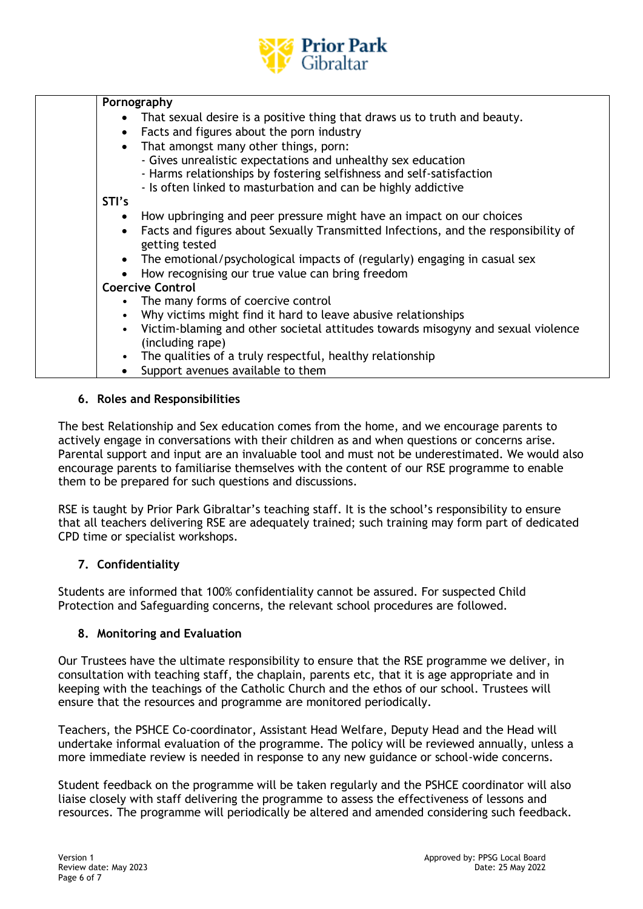| | Pornography<br>• That sexual desire is a positive thing that draws us to truth and beauty.<br>• Facts and figures about the porn industry<br>• That amongst many other things, porn:<br>- Gives unrealistic expectations and unhealthy sex education<br>- Harms relationships by fostering selfishness and self-satisfaction<br>- Is often linked to masturbation and can be highly addictive<br>STI's<br>• How upbringing and peer pressure might have an impact on our choices<br>• Facts and figures about Sexually Transmitted Infections, and the responsibility of getting tested<br>• The emotional/psychological impacts of (regularly) engaging in casual sex<br>• How recognising our true value can bring freedom<br>Coercive Control<br>• The many forms of coercive control<br>• Why victims might find it hard to leave abusive relationships<br>• Victim-blaming and other societal attitudes towards misogyny and sexual violence (including rape)<br>• The qualities of a truly respectful, healthy relationship<br>• Support avenues available to them |
|---|---|

## 6. Roles and Responsibilities

The best Relationship and Sex education comes from the home, and we encourage parents to actively engage in conversations with their children as and when questions or concerns arise. Parental support and input are an invaluable tool and must not be underestimated. We would also encourage parents to familiarise themselves with the content of our RSE programme to enable them to be prepared for such questions and discussions.

RSE is taught by Prior Park Gibraltar's teaching staff. It is the school's responsibility to ensure that all teachers delivering RSE are adequately trained; such training may form part of dedicated CPD time or specialist workshops.

## 7. Confidentiality

Students are informed that 100% confidentiality cannot be assured. For suspected Child Protection and Safeguarding concerns, the relevant school procedures are followed.

## 8. Monitoring and Evaluation

Our Trustees have the ultimate responsibility to ensure that the RSE programme we deliver, in consultation with teaching staff, the chaplain, parents etc, that it is age appropriate and in keeping with the teachings of the Catholic Church and the ethos of our school. Trustees will ensure that the resources and programme are monitored periodically.

Teachers, the PSHCE Co-coordinator, Assistant Head Welfare, Deputy Head and the Head will undertake informal evaluation of the programme. The policy will be reviewed annually, unless a more immediate review is needed in response to any new guidance or school-wide concerns.

Student feedback on the programme will be taken regularly and the PSHCE coordinator will also liaise closely with staff delivering the programme to assess the effectiveness of lessons and resources. The programme will periodically be altered and amended considering such feedback.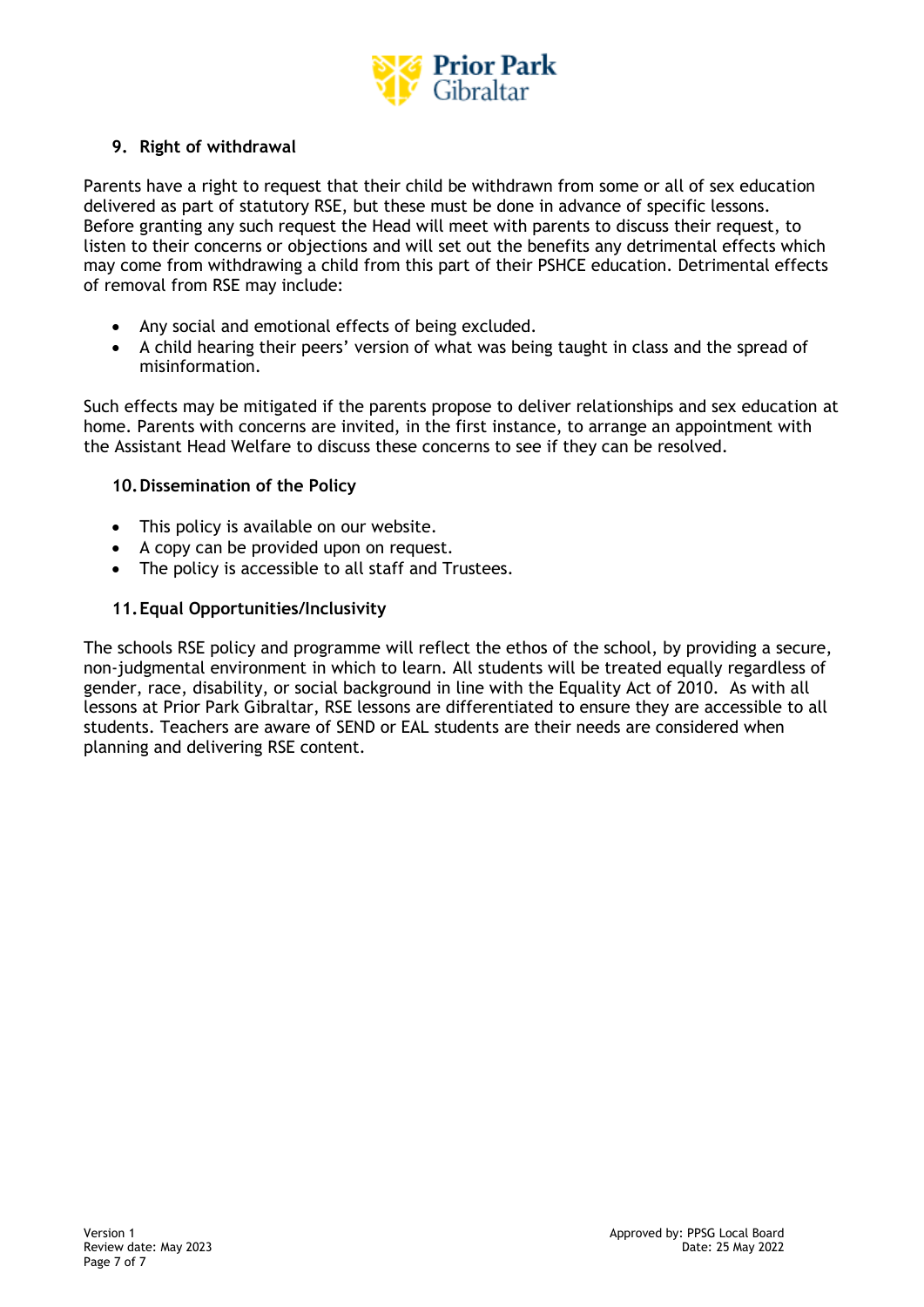## 9. Right of withdrawal

Parents have a right to request that their child be withdrawn from some or all of sex education delivered as part of statutory RSE, but these must be done in advance of specific lessons. Before granting any such request the Head will meet with parents to discuss their request, to listen to their concerns or objections and will set out the benefits any detrimental effects which may come from withdrawing a child from this part of their PSHCE education. Detrimental effects of removal from RSE may include:

- Any social and emotional effects of being excluded.
- A child hearing their peers' version of what was being taught in class and the spread of misinformation.

Such effects may be mitigated if the parents propose to deliver relationships and sex education at home. Parents with concerns are invited, in the first instance, to arrange an appointment with the Assistant Head Welfare to discuss these concerns to see if they can be resolved.

## 10. Dissemination of the Policy

- This policy is available on our website.
- A copy can be provided upon on request.
- The policy is accessible to all staff and Trustees.

## 11. Equal Opportunities/Inclusivity

The schools RSE policy and programme will reflect the ethos of the school, by providing a secure, non-judgmental environment in which to learn. All students will be treated equally regardless of gender, race, disability, or social background in line with the Equality Act of 2010. As with all lessons at Prior Park Gibraltar, RSE lessons are differentiated to ensure they are accessible to all students. Teachers are aware of SEND or EAL students are their needs are considered when planning and delivering RSE content.

Version 1
Review date: May 2023

Approved by: PPSG Local Board
Date: 25 May 2022